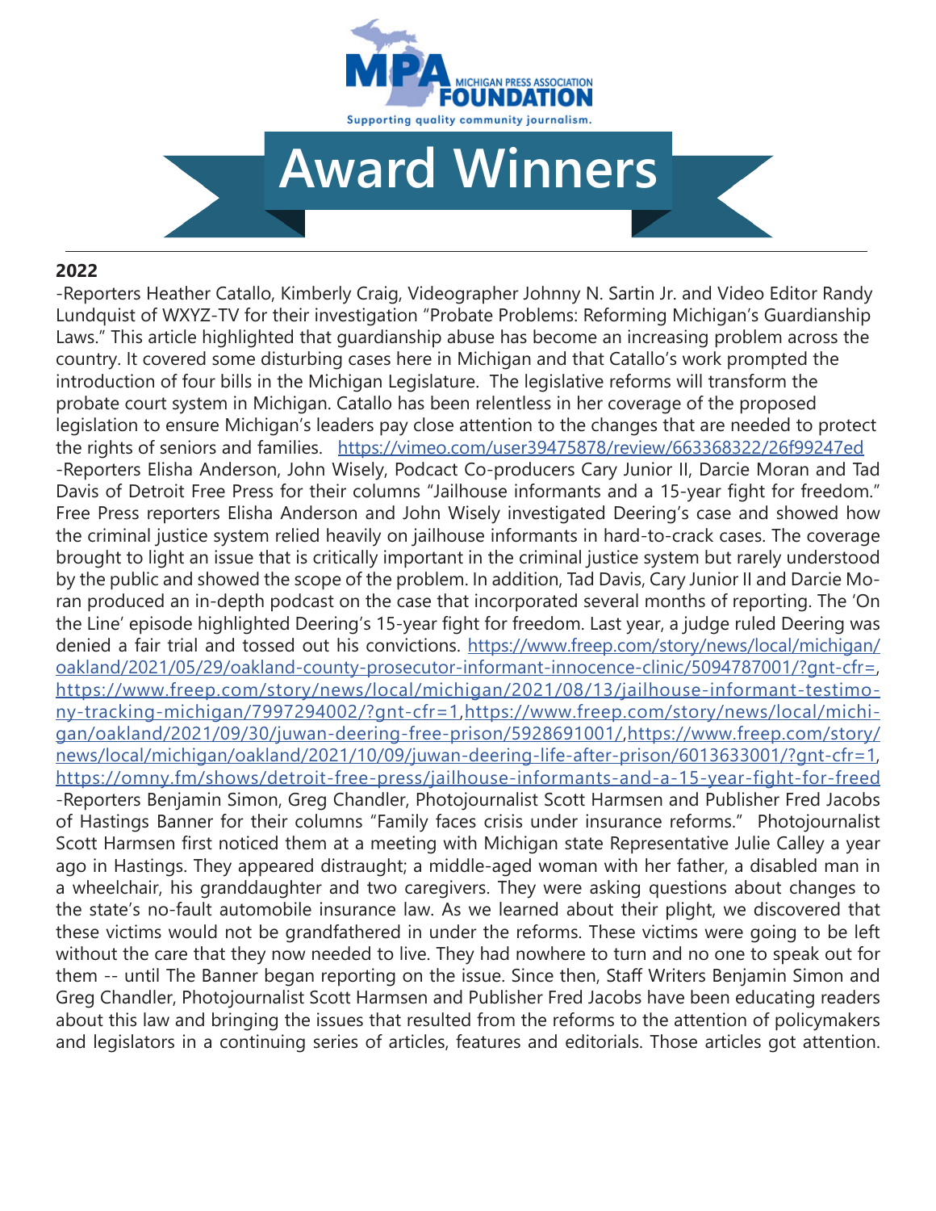MICHIGAN PRESS ASSOCIATION FOUNDATION

Supporting quality community journalism.

# Award Winners

## 2022

-Reporters Heather Catallo, Kimberly Craig, Videographer Johnny N. Sartin Jr. and Video Editor Randy Lundquist of WXYZ-TV for their investigation "Probate Problems: Reforming Michigan's Guardianship Laws." This article highlighted that guardianship abuse has become an increasing problem across the country. It covered some disturbing cases here in Michigan and that Catallo's work prompted the introduction of four bills in the Michigan Legislature. The legislative reforms will transform the probate court system in Michigan. Catallo has been relentless in her coverage of the proposed legislation to ensure Michigan's leaders pay close attention to the changes that are needed to protect the rights of seniors and families. https://vimeo.com/user39475878/review/663368322/26f99247ed

-Reporters Elisha Anderson, John Wisely, Podcast Co-producers Cary Junior II, Darcie Moran and Tad Davis of Detroit Free Press for their columns "Jailhouse informants and a 15-year fight for freedom." Free Press reporters Elisha Anderson and John Wisely investigated Deering's case and showed how the criminal justice system relied heavily on jailhouse informants in hard-to-crack cases. The coverage brought to light an issue that is critically important in the criminal justice system but rarely understood by the public and showed the scope of the problem. In addition, Tad Davis, Cary Junior II and Darcie Moran produced an in-depth podcast on the case that incorporated several months of reporting. The 'On the Line' episode highlighted Deering's 15-year fight for freedom. Last year, a judge ruled Deering was denied a fair trial and tossed out his convictions. https://www.freep.com/story/news/local/michigan/oakland/2021/05/29/oakland-county-prosecutor-informant-innocence-clinic/5094787001/?gnt-cfr=, https://www.freep.com/story/news/local/michigan/2021/08/13/jailhouse-informant-testimony-tracking-michigan/7997294002/?gnt-cfr=1,https://www.freep.com/story/news/local/michigan/oakland/2021/09/30/juwan-deering-free-prison/5928691001/,https://www.freep.com/story/news/local/michigan/oakland/2021/10/09/juwan-deering-life-after-prison/6013633001/?gnt-cfr=1, https://omny.fm/shows/detroit-free-press/jailhouse-informants-and-a-15-year-fight-for-freed

-Reporters Benjamin Simon, Greg Chandler, Photojournalist Scott Harmsen and Publisher Fred Jacobs of Hastings Banner for their columns "Family faces crisis under insurance reforms." Photojournalist Scott Harmsen first noticed them at a meeting with Michigan state Representative Julie Calley a year ago in Hastings. They appeared distraught; a middle-aged woman with her father, a disabled man in a wheelchair, his granddaughter and two caregivers. They were asking questions about changes to the state's no-fault automobile insurance law. As we learned about their plight, we discovered that these victims would not be grandfathered in under the reforms. These victims were going to be left without the care that they now needed to live. They had nowhere to turn and no one to speak out for them -- until The Banner began reporting on the issue. Since then, Staff Writers Benjamin Simon and Greg Chandler, Photojournalist Scott Harmsen and Publisher Fred Jacobs have been educating readers about this law and bringing the issues that resulted from the reforms to the attention of policymakers and legislators in a continuing series of articles, features and editorials. Those articles got attention.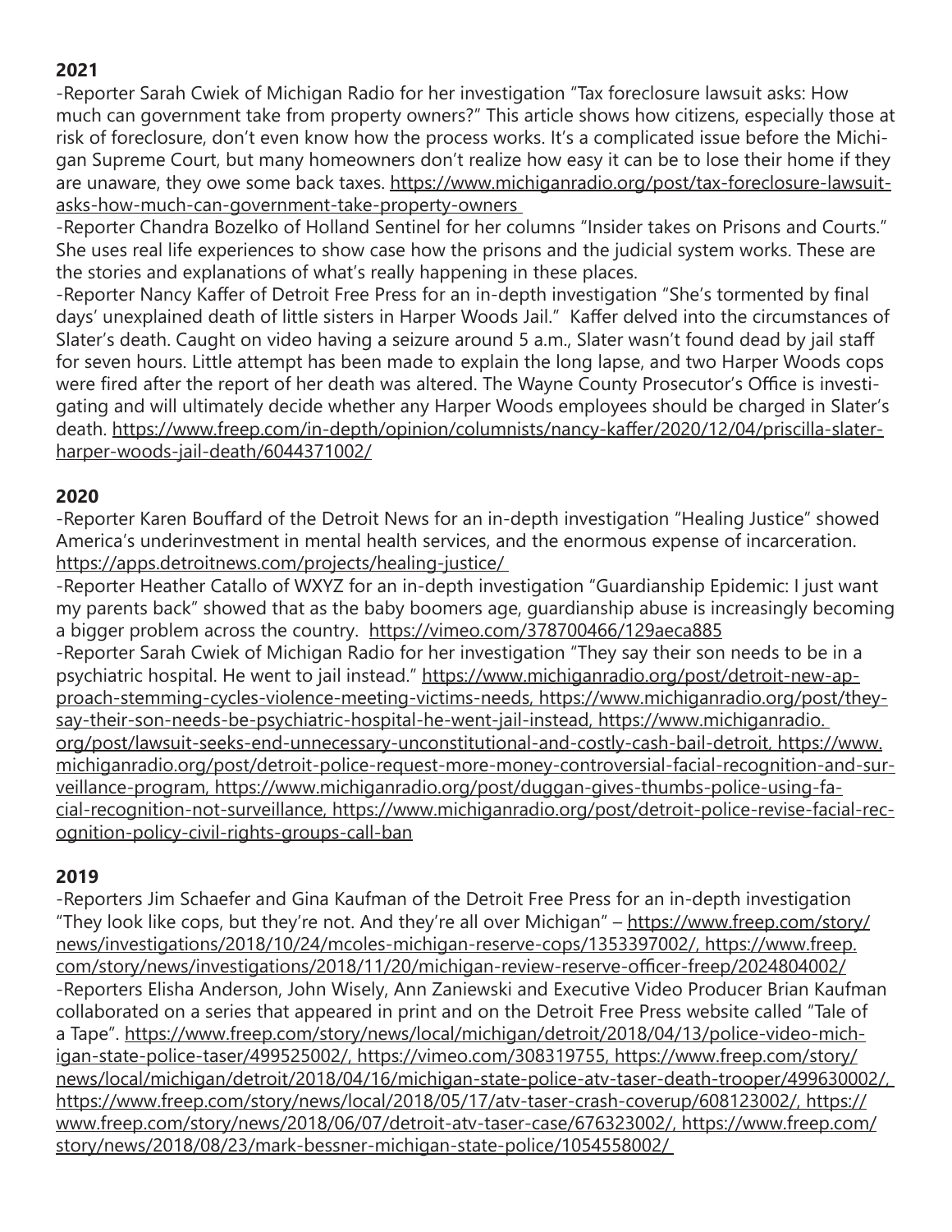**2021**

-Reporter Sarah Cwiek of Michigan Radio for her investigation "Tax foreclosure lawsuit asks: How much can government take from property owners?" This article shows how citizens, especially those at risk of foreclosure, don't even know how the process works. It's a complicated issue before the Michigan Supreme Court, but many homeowners don't realize how easy it can be to lose their home if they are unaware, they owe some back taxes. https://www.michiganradio.org/post/tax-foreclosure-lawsuit-asks-how-much-can-government-take-property-owners

-Reporter Chandra Bozelko of Holland Sentinel for her columns "Insider takes on Prisons and Courts." She uses real life experiences to show case how the prisons and the judicial system works. These are the stories and explanations of what's really happening in these places.

-Reporter Nancy Kaffer of Detroit Free Press for an in-depth investigation "She's tormented by final days' unexplained death of little sisters in Harper Woods Jail." Kaffer delved into the circumstances of Slater's death. Caught on video having a seizure around 5 a.m., Slater wasn't found dead by jail staff for seven hours. Little attempt has been made to explain the long lapse, and two Harper Woods cops were fired after the report of her death was altered. The Wayne County Prosecutor's Office is investigating and will ultimately decide whether any Harper Woods employees should be charged in Slater's death. https://www.freep.com/in-depth/opinion/columnists/nancy-kaffer/2020/12/04/priscilla-slater-harper-woods-jail-death/6044371002/

**2020**

-Reporter Karen Bouffard of the Detroit News for an in-depth investigation "Healing Justice" showed America's underinvestment in mental health services, and the enormous expense of incarceration. https://apps.detroitnews.com/projects/healing-justice/

-Reporter Heather Catallo of WXYZ for an in-depth investigation "Guardianship Epidemic: I just want my parents back" showed that as the baby boomers age, guardianship abuse is increasingly becoming a bigger problem across the country. https://vimeo.com/378700466/129aeca885

-Reporter Sarah Cwiek of Michigan Radio for her investigation "They say their son needs to be in a psychiatric hospital. He went to jail instead." https://www.michiganradio.org/post/detroit-new-approach-stemming-cycles-violence-meeting-victims-needs, https://www.michiganradio.org/post/they-say-their-son-needs-be-psychiatric-hospital-he-went-jail-instead, https://www.michiganradio.org/post/lawsuit-seeks-end-unnecessary-unconstitutional-and-costly-cash-bail-detroit, https://www.michiganradio.org/post/detroit-police-request-more-money-controversial-facial-recognition-and-surveillance-program, https://www.michiganradio.org/post/duggan-gives-thumbs-police-using-facial-recognition-not-surveillance, https://www.michiganradio.org/post/detroit-police-revise-facial-recognition-policy-civil-rights-groups-call-ban

**2019**

-Reporters Jim Schaefer and Gina Kaufman of the Detroit Free Press for an in-depth investigation "They look like cops, but they're not. And they're all over Michigan" – https://www.freep.com/story/news/investigations/2018/10/24/mcoles-michigan-reserve-cops/1353397002/, https://www.freep.com/story/news/investigations/2018/11/20/michigan-review-reserve-officer-freep/2024804002/

-Reporters Elisha Anderson, John Wisely, Ann Zaniewski and Executive Video Producer Brian Kaufman collaborated on a series that appeared in print and on the Detroit Free Press website called "Tale of a Tape". https://www.freep.com/story/news/local/michigan/detroit/2018/04/13/police-video-michigan-state-police-taser/499525002/, https://vimeo.com/308319755, https://www.freep.com/story/news/local/michigan/detroit/2018/04/16/michigan-state-police-atv-taser-death-trooper/499630002/, https://www.freep.com/story/news/local/2018/05/17/atv-taser-crash-coverup/608123002/, https://www.freep.com/story/news/2018/06/07/detroit-atv-taser-case/676323002/, https://www.freep.com/story/news/2018/08/23/mark-bessner-michigan-state-police/1054558002/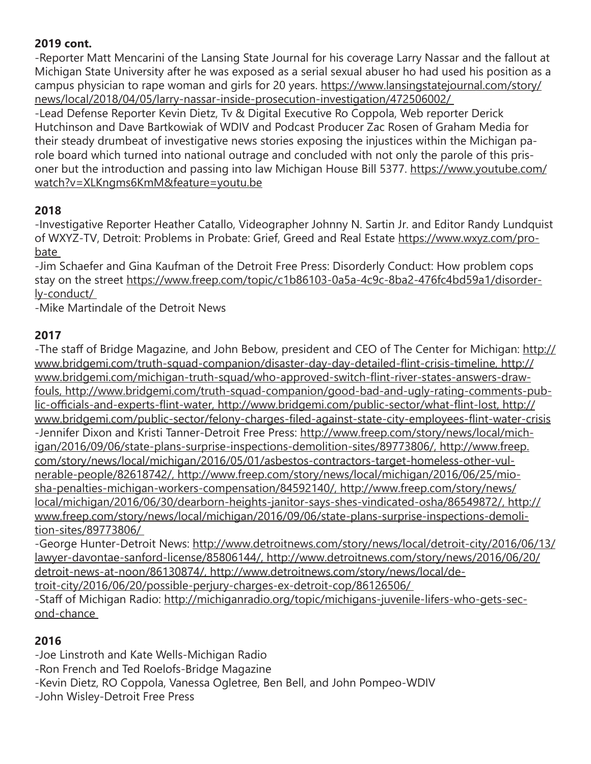**2019 cont.**

-Reporter Matt Mencarini of the Lansing State Journal for his coverage Larry Nassar and the fallout at Michigan State University after he was exposed as a serial sexual abuser ho had used his position as a campus physician to rape woman and girls for 20 years. https://www.lansingstatejournal.com/story/news/local/2018/04/05/larry-nassar-inside-prosecution-investigation/472506002/

-Lead Defense Reporter Kevin Dietz, Tv & Digital Executive Ro Coppola, Web reporter Derick Hutchinson and Dave Bartkowiak of WDIV and Podcast Producer Zac Rosen of Graham Media for their steady drumbeat of investigative news stories exposing the injustices within the Michigan parole board which turned into national outrage and concluded with not only the parole of this prisoner but the introduction and passing into law Michigan House Bill 5377. https://www.youtube.com/watch?v=XLKngms6KmM&feature=youtu.be

**2018**

-Investigative Reporter Heather Catallo, Videographer Johnny N. Sartin Jr. and Editor Randy Lundquist of WXYZ-TV, Detroit: Problems in Probate: Grief, Greed and Real Estate https://www.wxyz.com/probate

-Jim Schaefer and Gina Kaufman of the Detroit Free Press: Disorderly Conduct: How problem cops stay on the street https://www.freep.com/topic/c1b86103-0a5a-4c9c-8ba2-476fc4bd59a1/disorderly-conduct/

-Mike Martindale of the Detroit News

**2017**

-The staff of Bridge Magazine, and John Bebow, president and CEO of The Center for Michigan: http://www.bridgemi.com/truth-squad-companion/disaster-day-day-detailed-flint-crisis-timeline, http://www.bridgemi.com/michigan-truth-squad/who-approved-switch-flint-river-states-answers-draw-fouls, http://www.bridgemi.com/truth-squad-companion/good-bad-and-ugly-rating-comments-public-officials-and-experts-flint-water, http://www.bridgemi.com/public-sector/what-flint-lost, http://www.bridgemi.com/public-sector/felony-charges-filed-against-state-city-employees-flint-water-crisis

-Jennifer Dixon and Kristi Tanner-Detroit Free Press: http://www.freep.com/story/news/local/michigan/2016/09/06/state-plans-surprise-inspections-demolition-sites/89773806/, http://www.freep.com/story/news/local/michigan/2016/05/01/asbestos-contractors-target-homeless-other-vulnerable-people/82618742/, http://www.freep.com/story/news/local/michigan/2016/06/25/miosha-penalties-michigan-workers-compensation/84592140/, http://www.freep.com/story/news/local/michigan/2016/06/30/dearborn-heights-janitor-says-shes-vindicated-osha/86549872/, http://www.freep.com/story/news/local/michigan/2016/09/06/state-plans-surprise-inspections-demolition-sites/89773806/

-George Hunter-Detroit News: http://www.detroitnews.com/story/news/local/detroit-city/2016/06/13/lawyer-davontae-sanford-license/85806144/, http://www.detroitnews.com/story/news/2016/06/20/detroit-news-at-noon/86130874/, http://www.detroitnews.com/story/news/local/detroit-city/2016/06/20/possible-perjury-charges-ex-detroit-cop/86126506/

-Staff of Michigan Radio: http://michiganradio.org/topic/michigans-juvenile-lifers-who-gets-second-chance

**2016**

-Joe Linstroth and Kate Wells-Michigan Radio

-Ron French and Ted Roelofs-Bridge Magazine

-Kevin Dietz, RO Coppola, Vanessa Ogletree, Ben Bell, and John Pompeo-WDIV

-John Wisley-Detroit Free Press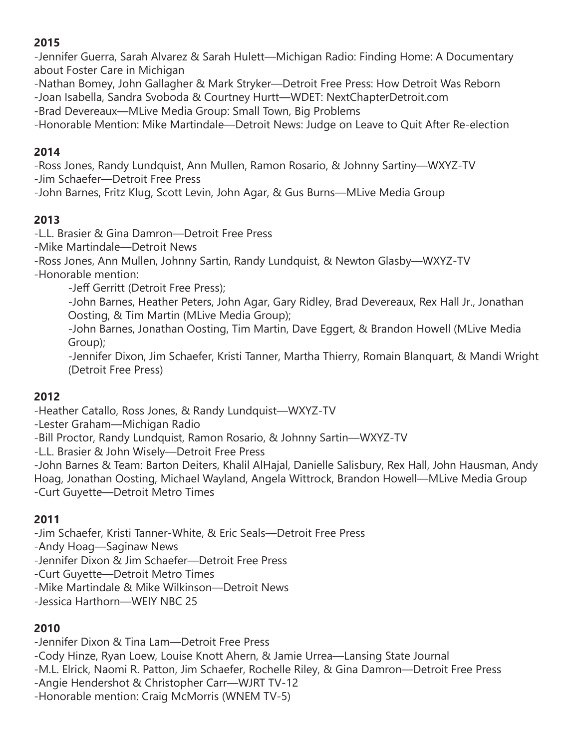**2015**

-Jennifer Guerra, Sarah Alvarez & Sarah Hulett—Michigan Radio: Finding Home: A Documentary about Foster Care in Michigan
-Nathan Bomey, John Gallagher & Mark Stryker—Detroit Free Press: How Detroit Was Reborn
-Joan Isabella, Sandra Svoboda & Courtney Hurtt—WDET: NextChapterDetroit.com
-Brad Devereaux—MLive Media Group: Small Town, Big Problems
-Honorable Mention: Mike Martindale—Detroit News: Judge on Leave to Quit After Re-election

**2014**

-Ross Jones, Randy Lundquist, Ann Mullen, Ramon Rosario, & Johnny Sartiny—WXYZ-TV
-Jim Schaefer—Detroit Free Press
-John Barnes, Fritz Klug, Scott Levin, John Agar, & Gus Burns—MLive Media Group

**2013**

-L.L. Brasier & Gina Damron—Detroit Free Press
-Mike Martindale—Detroit News
-Ross Jones, Ann Mullen, Johnny Sartin, Randy Lundquist, & Newton Glasby—WXYZ-TV
-Honorable mention:

- -Jeff Gerritt (Detroit Free Press);
- -John Barnes, Heather Peters, John Agar, Gary Ridley, Brad Devereaux, Rex Hall Jr., Jonathan Oosting, & Tim Martin (MLive Media Group);
- -John Barnes, Jonathan Oosting, Tim Martin, Dave Eggert, & Brandon Howell (MLive Media Group);
- -Jennifer Dixon, Jim Schaefer, Kristi Tanner, Martha Thierry, Romain Blanquart, & Mandi Wright (Detroit Free Press)

**2012**

-Heather Catallo, Ross Jones, & Randy Lundquist—WXYZ-TV
-Lester Graham—Michigan Radio
-Bill Proctor, Randy Lundquist, Ramon Rosario, & Johnny Sartin—WXYZ-TV
-L.L. Brasier & John Wisely—Detroit Free Press
-John Barnes & Team: Barton Deiters, Khalil AlHajal, Danielle Salisbury, Rex Hall, John Hausman, Andy Hoag, Jonathan Oosting, Michael Wayland, Angela Wittrock, Brandon Howell—MLive Media Group
-Curt Guyette—Detroit Metro Times

**2011**

-Jim Schaefer, Kristi Tanner-White, & Eric Seals—Detroit Free Press
-Andy Hoag—Saginaw News
-Jennifer Dixon & Jim Schaefer—Detroit Free Press
-Curt Guyette—Detroit Metro Times
-Mike Martindale & Mike Wilkinson—Detroit News
-Jessica Harthorn—WEIY NBC 25

**2010**

-Jennifer Dixon & Tina Lam—Detroit Free Press
-Cody Hinze, Ryan Loew, Louise Knott Ahern, & Jamie Urrea—Lansing State Journal
-M.L. Elrick, Naomi R. Patton, Jim Schaefer, Rochelle Riley, & Gina Damron—Detroit Free Press
-Angie Hendershot & Christopher Carr—WJRT TV-12
-Honorable mention: Craig McMorris (WNEM TV-5)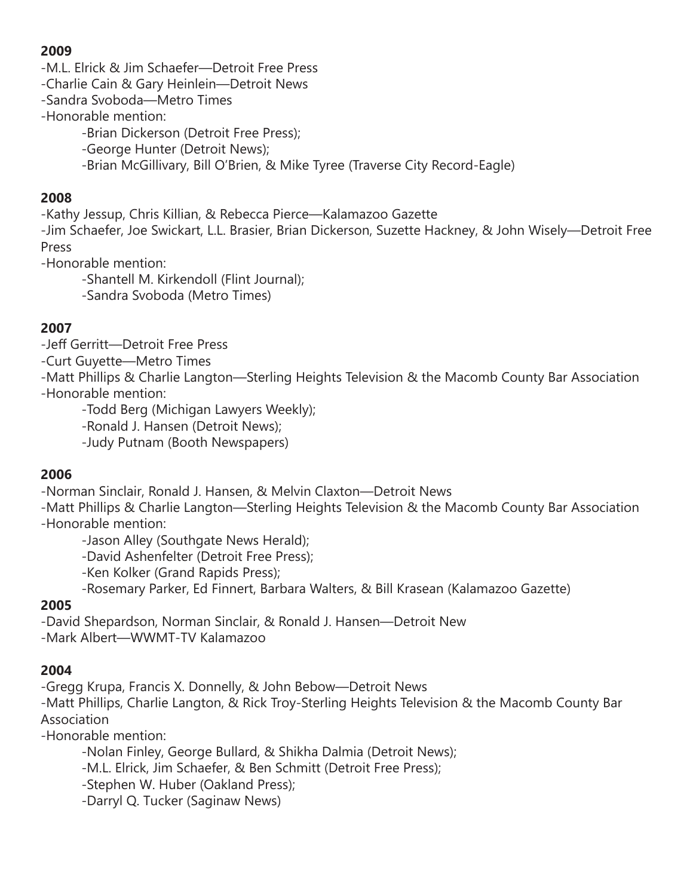**2009**

-M.L. Elrick & Jim Schaefer—Detroit Free Press
-Charlie Cain & Gary Heinlein—Detroit News
-Sandra Svoboda—Metro Times
-Honorable mention:

- -Brian Dickerson (Detroit Free Press);
- -George Hunter (Detroit News);
- -Brian McGillivary, Bill O'Brien, & Mike Tyree (Traverse City Record-Eagle)

**2008**

-Kathy Jessup, Chris Killian, & Rebecca Pierce—Kalamazoo Gazette
-Jim Schaefer, Joe Swickart, L.L. Brasier, Brian Dickerson, Suzette Hackney, & John Wisely—Detroit Free Press
-Honorable mention:

- -Shantell M. Kirkendoll (Flint Journal);
- -Sandra Svoboda (Metro Times)

**2007**

-Jeff Gerritt—Detroit Free Press
-Curt Guyette—Metro Times
-Matt Phillips & Charlie Langton—Sterling Heights Television & the Macomb County Bar Association
-Honorable mention:

- -Todd Berg (Michigan Lawyers Weekly);
- -Ronald J. Hansen (Detroit News);
- -Judy Putnam (Booth Newspapers)

**2006**

-Norman Sinclair, Ronald J. Hansen, & Melvin Claxton—Detroit News
-Matt Phillips & Charlie Langton—Sterling Heights Television & the Macomb County Bar Association
-Honorable mention:

- -Jason Alley (Southgate News Herald);
- -David Ashenfelter (Detroit Free Press);
- -Ken Kolker (Grand Rapids Press);
- -Rosemary Parker, Ed Finnert, Barbara Walters, & Bill Krasean (Kalamazoo Gazette)

**2005**

-David Shepardson, Norman Sinclair, & Ronald J. Hansen—Detroit New
-Mark Albert—WWMT-TV Kalamazoo

**2004**

-Gregg Krupa, Francis X. Donnelly, & John Bebow—Detroit News
-Matt Phillips, Charlie Langton, & Rick Troy-Sterling Heights Television & the Macomb County Bar Association
-Honorable mention:

- -Nolan Finley, George Bullard, & Shikha Dalmia (Detroit News);
- -M.L. Elrick, Jim Schaefer, & Ben Schmitt (Detroit Free Press);
- -Stephen W. Huber (Oakland Press);
- -Darryl Q. Tucker (Saginaw News)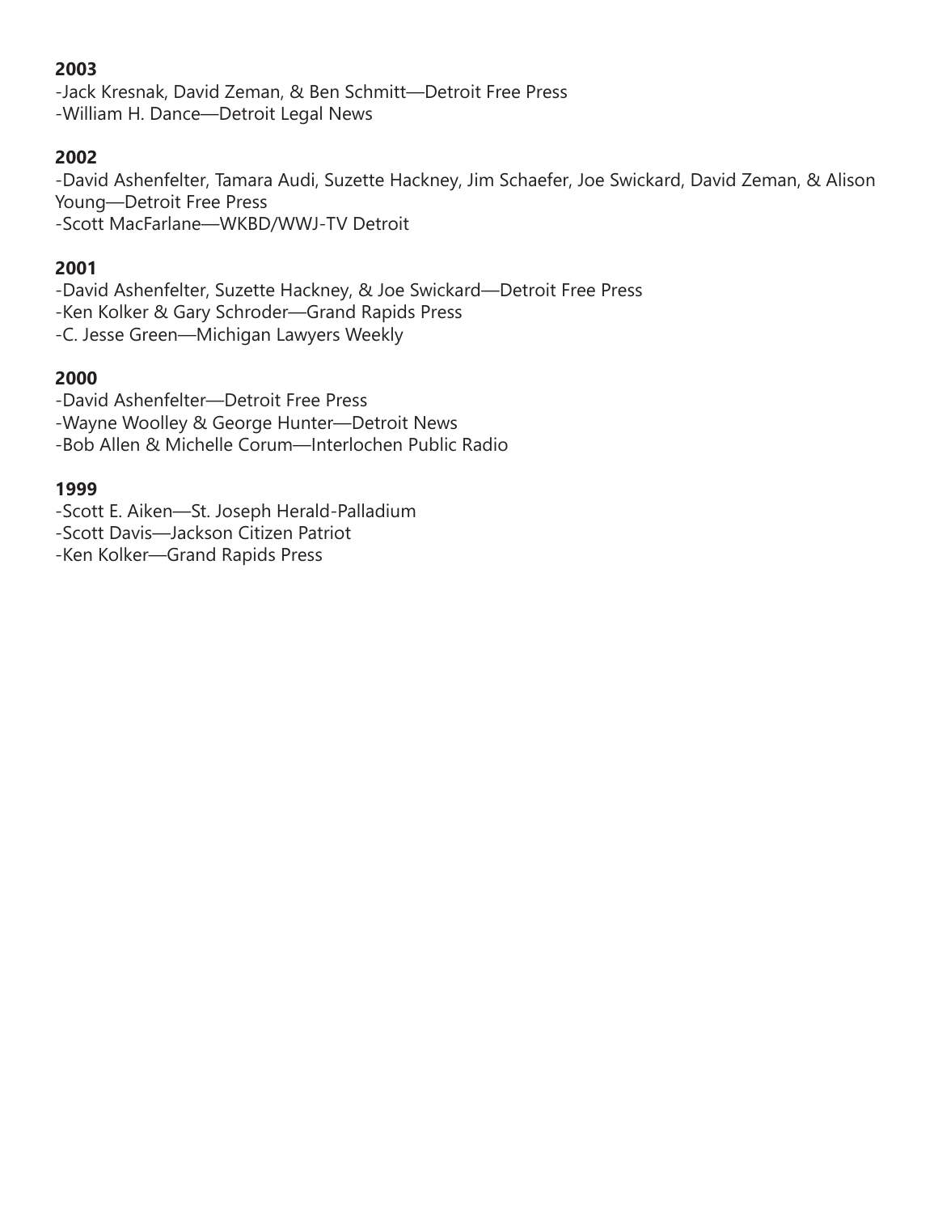**2003**

-Jack Kresnak, David Zeman, & Ben Schmitt—Detroit Free Press
-William H. Dance—Detroit Legal News

**2002**

-David Ashenfelter, Tamara Audi, Suzette Hackney, Jim Schaefer, Joe Swickard, David Zeman, & Alison Young—Detroit Free Press
-Scott MacFarlane—WKBD/WWJ-TV Detroit

**2001**

-David Ashenfelter, Suzette Hackney, & Joe Swickard—Detroit Free Press
-Ken Kolker & Gary Schroder—Grand Rapids Press
-C. Jesse Green—Michigan Lawyers Weekly

**2000**

-David Ashenfelter—Detroit Free Press
-Wayne Woolley & George Hunter—Detroit News
-Bob Allen & Michelle Corum—Interlochen Public Radio

**1999**

-Scott E. Aiken—St. Joseph Herald-Palladium
-Scott Davis—Jackson Citizen Patriot
-Ken Kolker—Grand Rapids Press